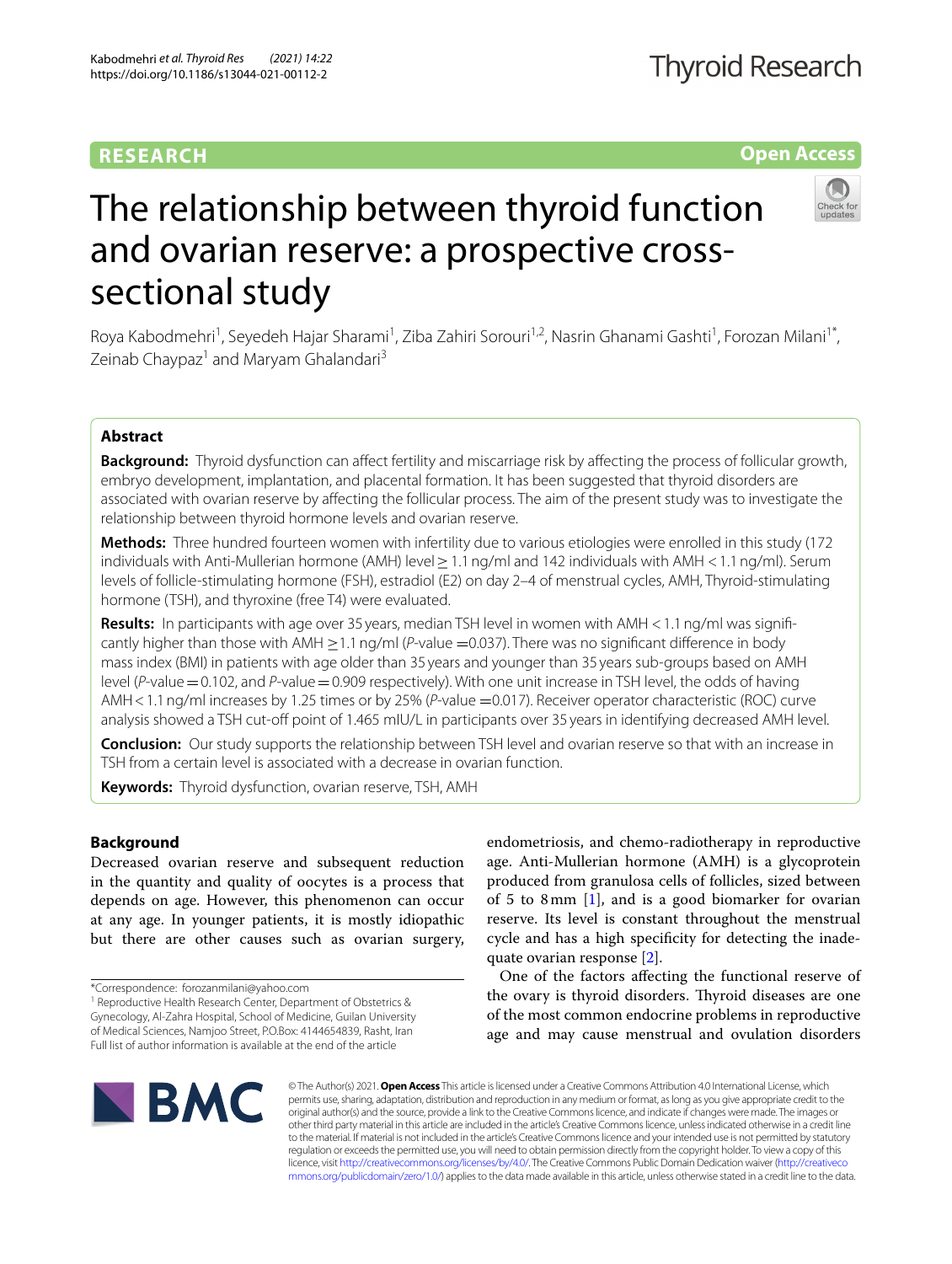RESEARCH

Open Access

# The relationship between thyroid function and ovarian reserve: a prospective cross-sectional study

Roya Kabodmehri[1], Seyedeh Hajar Sharami[1], Ziba Zahiri Sorouri[1,2], Nasrin Ghanami Gashti[1], Forozan Milani[1*], Zeinab Chaypaz[1] and Maryam Ghalandari[3]

## Abstract

**Background:** Thyroid dysfunction can affect fertility and miscarriage risk by affecting the process of follicular growth, embryo development, implantation, and placental formation. It has been suggested that thyroid disorders are associated with ovarian reserve by affecting the follicular process. The aim of the present study was to investigate the relationship between thyroid hormone levels and ovarian reserve.

**Methods:** Three hundred fourteen women with infertility due to various etiologies were enrolled in this study (172 individuals with Anti-Mullerian hormone (AMH) level ≥ 1.1 ng/ml and 142 individuals with AMH < 1.1 ng/ml). Serum levels of follicle-stimulating hormone (FSH), estradiol (E2) on day 2–4 of menstrual cycles, AMH, Thyroid-stimulating hormone (TSH), and thyroxine (free T4) were evaluated.

**Results:** In participants with age over 35 years, median TSH level in women with AMH < 1.1 ng/ml was significantly higher than those with AMH ≥ 1.1 ng/ml (*P*-value = 0.037). There was no significant difference in body mass index (BMI) in patients with age older than 35 years and younger than 35 years sub-groups based on AMH level (*P*-value = 0.102, and *P*-value = 0.909 respectively). With one unit increase in TSH level, the odds of having AMH < 1.1 ng/ml increases by 1.25 times or by 25% (*P*-value = 0.017). Receiver operator characteristic (ROC) curve analysis showed a TSH cut-off point of 1.465 mIU/L in participants over 35 years in identifying decreased AMH level.

**Conclusion:** Our study supports the relationship between TSH level and ovarian reserve so that with an increase in TSH from a certain level is associated with a decrease in ovarian function.

**Keywords:** Thyroid dysfunction, ovarian reserve, TSH, AMH

## Background

Decreased ovarian reserve and subsequent reduction in the quantity and quality of oocytes is a process that depends on age. However, this phenomenon can occur at any age. In younger patients, it is mostly idiopathic but there are other causes such as ovarian surgery, endometriosis, and chemo-radiotherapy in reproductive age. Anti-Mullerian hormone (AMH) is a glycoprotein produced from granulosa cells of follicles, sized between of 5 to 8 mm [1], and is a good biomarker for ovarian reserve. Its level is constant throughout the menstrual cycle and has a high specificity for detecting the inadequate ovarian response [2].

One of the factors affecting the functional reserve of the ovary is thyroid disorders. Thyroid diseases are one of the most common endocrine problems in reproductive age and may cause menstrual and ovulation disorders

*Correspondence: forozanmilani@yahoo.com

[1] Reproductive Health Research Center, Department of Obstetrics & Gynecology, Al-Zahra Hospital, School of Medicine, Guilan University of Medical Sciences, Namjoo Street, P.O.Box: 4144654839, Rasht, Iran

Full list of author information is available at the end of the article

© The Author(s) 2021. **Open Access** This article is licensed under a Creative Commons Attribution 4.0 International License, which permits use, sharing, adaptation, distribution and reproduction in any medium or format, as long as you give appropriate credit to the original author(s) and the source, provide a link to the Creative Commons licence, and indicate if changes were made. The images or other third party material in this article are included in the article's Creative Commons licence, unless indicated otherwise in a credit line to the material. If material is not included in the article's Creative Commons licence and your intended use is not permitted by statutory regulation or exceeds the permitted use, you will need to obtain permission directly from the copyright holder. To view a copy of this licence, visit http://creativecommons.org/licenses/by/4.0/. The Creative Commons Public Domain Dedication waiver (http://creativecommons.org/publicdomain/zero/1.0/) applies to the data made available in this article, unless otherwise stated in a credit line to the data.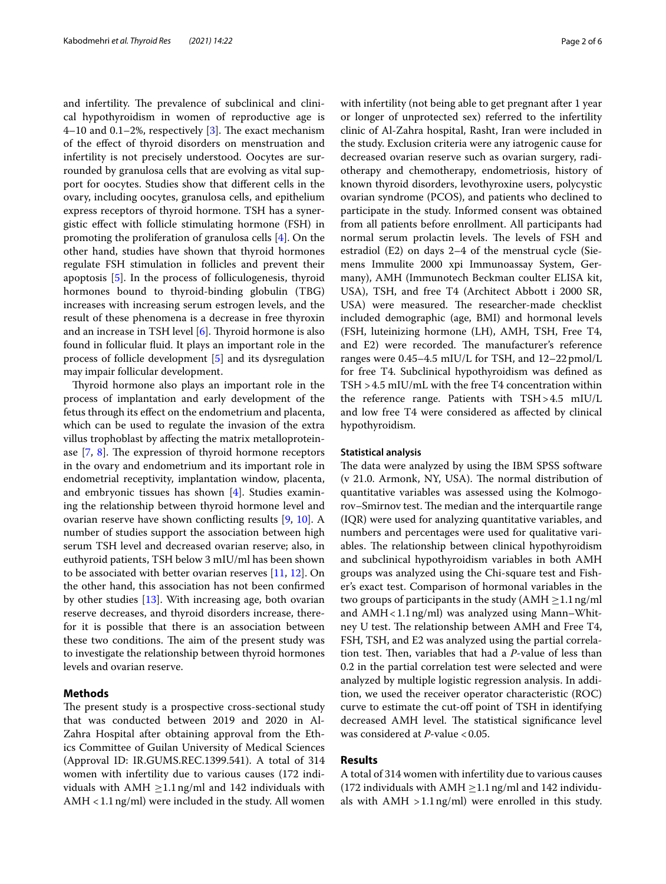and infertility. The prevalence of subclinical and clinical hypothyroidism in women of reproductive age is 4–10 and 0.1–2%, respectively [3]. The exact mechanism of the effect of thyroid disorders on menstruation and infertility is not precisely understood. Oocytes are surrounded by granulosa cells that are evolving as vital support for oocytes. Studies show that different cells in the ovary, including oocytes, granulosa cells, and epithelium express receptors of thyroid hormone. TSH has a synergistic effect with follicle stimulating hormone (FSH) in promoting the proliferation of granulosa cells [4]. On the other hand, studies have shown that thyroid hormones regulate FSH stimulation in follicles and prevent their apoptosis [5]. In the process of folliculogenesis, thyroid hormones bound to thyroid-binding globulin (TBG) increases with increasing serum estrogen levels, and the result of these phenomena is a decrease in free thyroxin and an increase in TSH level [6]. Thyroid hormone is also found in follicular fluid. It plays an important role in the process of follicle development [5] and its dysregulation may impair follicular development.

Thyroid hormone also plays an important role in the process of implantation and early development of the fetus through its effect on the endometrium and placenta, which can be used to regulate the invasion of the extra villus trophoblast by affecting the matrix metalloproteinase [7, 8]. The expression of thyroid hormone receptors in the ovary and endometrium and its important role in endometrial receptivity, implantation window, placenta, and embryonic tissues has shown [4]. Studies examining the relationship between thyroid hormone level and ovarian reserve have shown conflicting results [9, 10]. A number of studies support the association between high serum TSH level and decreased ovarian reserve; also, in euthyroid patients, TSH below 3 mIU/ml has been shown to be associated with better ovarian reserves [11, 12]. On the other hand, this association has not been confirmed by other studies [13]. With increasing age, both ovarian reserve decreases, and thyroid disorders increase, therefor it is possible that there is an association between these two conditions. The aim of the present study was to investigate the relationship between thyroid hormones levels and ovarian reserve.

## Methods

The present study is a prospective cross-sectional study that was conducted between 2019 and 2020 in Al-Zahra Hospital after obtaining approval from the Ethics Committee of Guilan University of Medical Sciences (Approval ID: IR.GUMS.REC.1399.541). A total of 314 women with infertility due to various causes (172 individuals with AMH $\geq$1.1 ng/ml and 142 individuals with AMH < 1.1 ng/ml) were included in the study. All women with infertility (not being able to get pregnant after 1 year or longer of unprotected sex) referred to the infertility clinic of Al-Zahra hospital, Rasht, Iran were included in the study. Exclusion criteria were any iatrogenic cause for decreased ovarian reserve such as ovarian surgery, radiotherapy and chemotherapy, endometriosis, history of known thyroid disorders, levothyroxine users, polycystic ovarian syndrome (PCOS), and patients who declined to participate in the study. Informed consent was obtained from all patients before enrollment. All participants had normal serum prolactin levels. The levels of FSH and estradiol (E2) on days 2–4 of the menstrual cycle (Siemens Immulite 2000 xpi Immunoassay System, Germany), AMH (Immunotech Beckman coulter ELISA kit, USA), TSH, and free T4 (Architect Abbott i 2000 SR, USA) were measured. The researcher-made checklist included demographic (age, BMI) and hormonal levels (FSH, luteinizing hormone (LH), AMH, TSH, Free T4, and E2) were recorded. The manufacturer's reference ranges were 0.45–4.5 mIU/L for TSH, and 12–22 pmol/L for free T4. Subclinical hypothyroidism was defined as TSH > 4.5 mIU/mL with the free T4 concentration within the reference range. Patients with TSH > 4.5 mIU/L and low free T4 were considered as affected by clinical hypothyroidism.

### Statistical analysis

The data were analyzed by using the IBM SPSS software (v 21.0. Armonk, NY, USA). The normal distribution of quantitative variables was assessed using the Kolmogorov–Smirnov test. The median and the interquartile range (IQR) were used for analyzing quantitative variables, and numbers and percentages were used for qualitative variables. The relationship between clinical hypothyroidism and subclinical hypothyroidism variables in both AMH groups was analyzed using the Chi-square test and Fisher's exact test. Comparison of hormonal variables in the two groups of participants in the study (AMH $\geq$1.1 ng/ml and AMH < 1.1 ng/ml) was analyzed using Mann–Whitney U test. The relationship between AMH and Free T4, FSH, TSH, and E2 was analyzed using the partial correlation test. Then, variables that had a *P*-value of less than 0.2 in the partial correlation test were selected and were analyzed by multiple logistic regression analysis. In addition, we used the receiver operator characteristic (ROC) curve to estimate the cut-off point of TSH in identifying decreased AMH level. The statistical significance level was considered at *P*-value < 0.05.

## Results

A total of 314 women with infertility due to various causes (172 individuals with AMH $\geq$1.1 ng/ml and 142 individuals with AMH > 1.1 ng/ml) were enrolled in this study.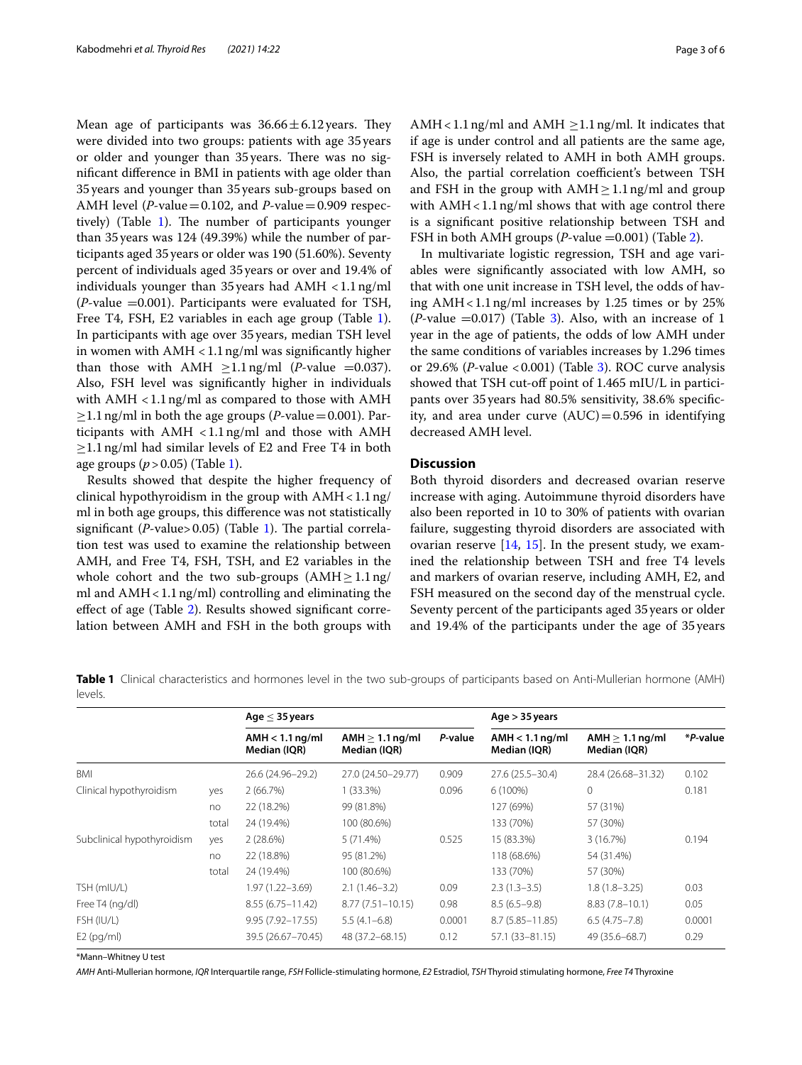Mean age of participants was $36.66 \pm 6.12$ years. They were divided into two groups: patients with age 35 years or older and younger than 35 years. There was no significant difference in BMI in patients with age older than 35 years and younger than 35 years sub-groups based on AMH level (*P*-value = 0.102, and *P*-value = 0.909 respectively) (Table 1). The number of participants younger than 35 years was 124 (49.39%) while the number of participants aged 35 years or older was 190 (51.60%). Seventy percent of individuals aged 35 years or over and 19.4% of individuals younger than 35 years had AMH < 1.1 ng/ml (*P*-value = 0.001). Participants were evaluated for TSH, Free T4, FSH, E2 variables in each age group (Table 1). In participants with age over 35 years, median TSH level in women with AMH < 1.1 ng/ml was significantly higher than those with AMH ≥1.1 ng/ml (*P*-value = 0.037). Also, FSH level was significantly higher in individuals with AMH < 1.1 ng/ml as compared to those with AMH ≥1.1 ng/ml in both the age groups (*P*-value = 0.001). Participants with AMH < 1.1 ng/ml and those with AMH ≥1.1 ng/ml had similar levels of E2 and Free T4 in both age groups ($p > 0.05$) (Table 1).

Results showed that despite the higher frequency of clinical hypothyroidism in the group with AMH < 1.1 ng/ml in both age groups, this difference was not statistically significant (*P*-value > 0.05) (Table 1). The partial correlation test was used to examine the relationship between AMH, and Free T4, FSH, TSH, and E2 variables in the whole cohort and the two sub-groups (AMH ≥ 1.1 ng/ml and AMH < 1.1 ng/ml) controlling and eliminating the effect of age (Table 2). Results showed significant correlation between AMH and FSH in the both groups with AMH < 1.1 ng/ml and AMH ≥1.1 ng/ml. It indicates that if age is under control and all patients are the same age, FSH is inversely related to AMH in both AMH groups. Also, the partial correlation coefficient's between TSH and FSH in the group with AMH ≥ 1.1 ng/ml and group with AMH < 1.1 ng/ml shows that with age control there is a significant positive relationship between TSH and FSH in both AMH groups (*P*-value = 0.001) (Table 2).

In multivariate logistic regression, TSH and age variables were significantly associated with low AMH, so that with one unit increase in TSH level, the odds of having AMH < 1.1 ng/ml increases by 1.25 times or by 25% (*P*-value = 0.017) (Table 3). Also, with an increase of 1 year in the age of patients, the odds of low AMH under the same conditions of variables increases by 1.296 times or 29.6% (*P*-value < 0.001) (Table 3). ROC curve analysis showed that TSH cut-off point of 1.465 mIU/L in participants over 35 years had 80.5% sensitivity, 38.6% specificity, and area under curve (AUC) = 0.596 in identifying decreased AMH level.

## Discussion

Both thyroid disorders and decreased ovarian reserve increase with aging. Autoimmune thyroid disorders have also been reported in 10 to 30% of patients with ovarian failure, suggesting thyroid disorders are associated with ovarian reserve [14, 15]. In the present study, we examined the relationship between TSH and free T4 levels and markers of ovarian reserve, including AMH, E2, and FSH measured on the second day of the menstrual cycle. Seventy percent of the participants aged 35 years or older and 19.4% of the participants under the age of 35 years

**Table 1** Clinical characteristics and hormones level in the two sub-groups of participants based on Anti-Mullerian hormone (AMH) levels.

| | | Age ≤ 35 years | | | Age > 35 years | | |
|---|---|---|---|---|---|---|---|
| | | AMH < 1.1 ng/ml Median (IQR) | AMH ≥ 1.1 ng/ml Median (IQR) | *P*-value | AMH < 1.1 ng/ml Median (IQR) | AMH ≥ 1.1 ng/ml Median (IQR) | \**P*-value |
| BMI | | 26.6 (24.96–29.2) | 27.0 (24.50–29.77) | 0.909 | 27.6 (25.5–30.4) | 28.4 (26.68–31.32) | 0.102 |
| Clinical hypothyroidism | yes | 2 (66.7%) | 1 (33.3%) | 0.096 | 6 (100%) | 0 | 0.181 |
| | no | 22 (18.2%) | 99 (81.8%) | | 127 (69%) | 57 (31%) | |
| | total | 24 (19.4%) | 100 (80.6%) | | 133 (70%) | 57 (30%) | |
| Subclinical hypothyroidism | yes | 2 (28.6%) | 5 (71.4%) | 0.525 | 15 (83.3%) | 3 (16.7%) | 0.194 |
| | no | 22 (18.8%) | 95 (81.2%) | | 118 (68.6%) | 54 (31.4%) | |
| | total | 24 (19.4%) | 100 (80.6%) | | 133 (70%) | 57 (30%) | |
| TSH (mIU/L) | | 1.97 (1.22–3.69) | 2.1 (1.46–3.2) | 0.09 | 2.3 (1.3–3.5) | 1.8 (1.8–3.25) | 0.03 |
| Free T4 (ng/dl) | | 8.55 (6.75–11.42) | 8.77 (7.51–10.15) | 0.98 | 8.5 (6.5–9.8) | 8.83 (7.8–10.1) | 0.05 |
| FSH (IU/L) | | 9.95 (7.92–17.55) | 5.5 (4.1–6.8) | 0.0001 | 8.7 (5.85–11.85) | 6.5 (4.75–7.8) | 0.0001 |
| E2 (pg/ml) | | 39.5 (26.67–70.45) | 48 (37.2–68.15) | 0.12 | 57.1 (33–81.15) | 49 (35.6–68.7) | 0.29 |

\*Mann–Whitney U test

*AMH* Anti-Mullerian hormone, *IQR* Interquartile range, *FSH* Follicle-stimulating hormone, *E2* Estradiol, *TSH* Thyroid stimulating hormone, *Free T4* Thyroxine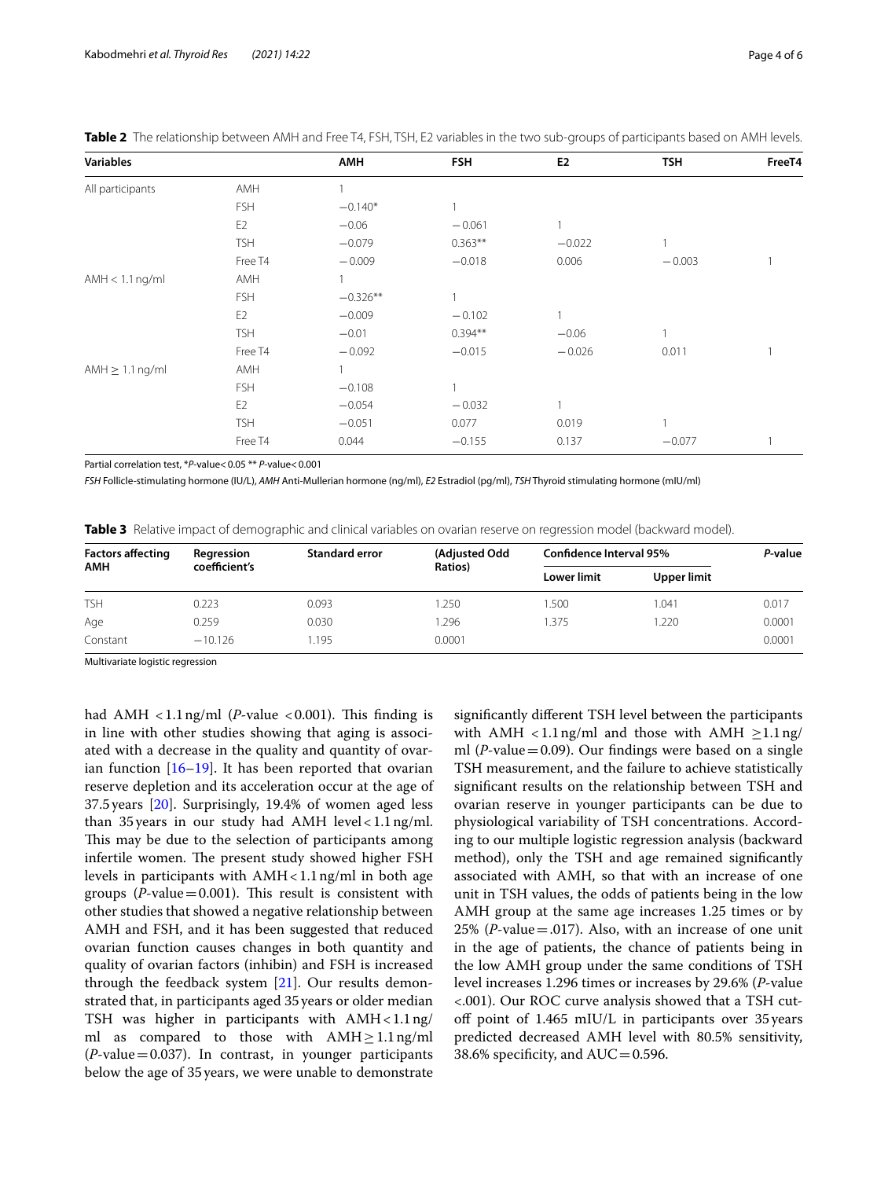**Table 2** The relationship between AMH and Free T4, FSH, TSH, E2 variables in the two sub-groups of participants based on AMH levels.

| Variables | | AMH | FSH | E2 | TSH | FreeT4 |
|---|---|---|---|---|---|---|
| All participants | AMH | 1 | | | | |
| | FSH | −0.140* | 1 | | | |
| | E2 | −0.06 | −0.061 | 1 | | |
| | TSH | −0.079 | 0.363** | −0.022 | 1 | |
| | Free T4 | −0.009 | −0.018 | 0.006 | −0.003 | 1 |
| AMH < 1.1 ng/ml | AMH | 1 | | | | |
| | FSH | −0.326** | 1 | | | |
| | E2 | −0.009 | −0.102 | 1 | | |
| | TSH | −0.01 | 0.394** | −0.06 | 1 | |
| | Free T4 | −0.092 | −0.015 | −0.026 | 0.011 | 1 |
| AMH ≥ 1.1 ng/ml | AMH | 1 | | | | |
| | FSH | −0.108 | 1 | | | |
| | E2 | −0.054 | −0.032 | 1 | | |
| | TSH | −0.051 | 0.077 | 0.019 | 1 | |
| | Free T4 | 0.044 | −0.155 | 0.137 | −0.077 | 1 |

Partial correlation test, *P-value< 0.05 ** P-value< 0.001

*FSH* Follicle-stimulating hormone (IU/L), *AMH* Anti-Mullerian hormone (ng/ml), *E2* Estradiol (pg/ml), *TSH* Thyroid stimulating hormone (mIU/ml)

**Table 3** Relative impact of demographic and clinical variables on ovarian reserve on regression model (backward model).

| Factors affecting AMH | Regression coefficient's | Standard error | (Adjusted Odd Ratios) | Confidence Interval 95% | | *P*-value |
|---|---|---|---|---|---|---|
| | | | | Lower limit | Upper limit | |
| TSH | 0.223 | 0.093 | 1.250 | 1.500 | 1.041 | 0.017 |
| Age | 0.259 | 0.030 | 1.296 | 1.375 | 1.220 | 0.0001 |
| Constant | −10.126 | 1.195 | 0.0001 | | | 0.0001 |

Multivariate logistic regression

had AMH <1.1 ng/ml (*P*-value <0.001). This finding is in line with other studies showing that aging is associated with a decrease in the quality and quantity of ovarian function [16–19]. It has been reported that ovarian reserve depletion and its acceleration occur at the age of 37.5 years [20]. Surprisingly, 19.4% of women aged less than 35 years in our study had AMH level < 1.1 ng/ml. This may be due to the selection of participants among infertile women. The present study showed higher FSH levels in participants with AMH < 1.1 ng/ml in both age groups (*P*-value = 0.001). This result is consistent with other studies that showed a negative relationship between AMH and FSH, and it has been suggested that reduced ovarian function causes changes in both quantity and quality of ovarian factors (inhibin) and FSH is increased through the feedback system [21]. Our results demonstrated that, in participants aged 35 years or older median TSH was higher in participants with AMH < 1.1 ng/ml as compared to those with AMH ≥ 1.1 ng/ml (*P*-value = 0.037). In contrast, in younger participants below the age of 35 years, we were unable to demonstrate significantly different TSH level between the participants with AMH <1.1 ng/ml and those with AMH ≥1.1 ng/ml (*P*-value = 0.09). Our findings were based on a single TSH measurement, and the failure to achieve statistically significant results on the relationship between TSH and ovarian reserve in younger participants can be due to physiological variability of TSH concentrations. According to our multiple logistic regression analysis (backward method), only the TSH and age remained significantly associated with AMH, so that with an increase of one unit in TSH values, the odds of patients being in the low AMH group at the same age increases 1.25 times or by 25% (*P*-value = .017). Also, with an increase of one unit in the age of patients, the chance of patients being in the low AMH group under the same conditions of TSH level increases 1.296 times or increases by 29.6% (*P*-value <.001). Our ROC curve analysis showed that a TSH cut-off point of 1.465 mIU/L in participants over 35 years predicted decreased AMH level with 80.5% sensitivity, 38.6% specificity, and AUC = 0.596.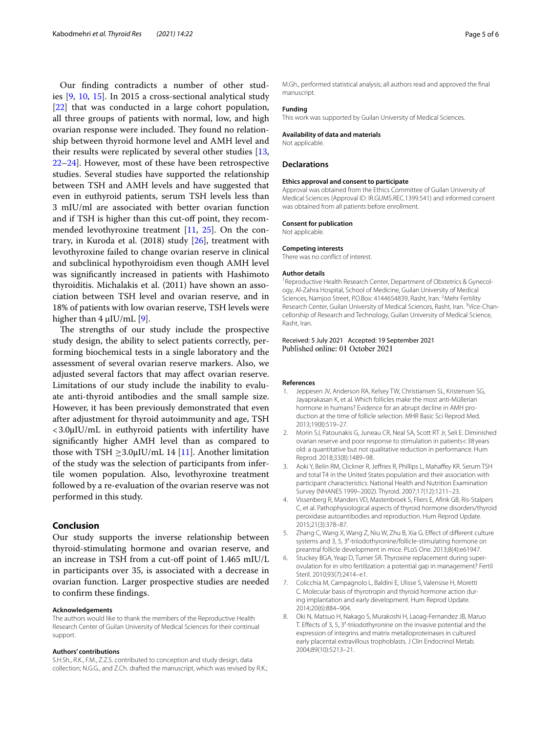Our finding contradicts a number of other studies [9, 10, 15]. In 2015 a cross-sectional analytical study [22] that was conducted in a large cohort population, all three groups of patients with normal, low, and high ovarian response were included. They found no relationship between thyroid hormone level and AMH level and their results were replicated by several other studies [13, 22–24]. However, most of these have been retrospective studies. Several studies have supported the relationship between TSH and AMH levels and have suggested that even in euthyroid patients, serum TSH levels less than 3 mIU/ml are associated with better ovarian function and if TSH is higher than this cut-off point, they recommended levothyroxine treatment [11, 25]. On the contrary, in Kuroda et al. (2018) study [26], treatment with levothyroxine failed to change ovarian reserve in clinical and subclinical hypothyroidism even though AMH level was significantly increased in patients with Hashimoto thyroiditis. Michalakis et al. (2011) have shown an association between TSH level and ovarian reserve, and in 18% of patients with low ovarian reserve, TSH levels were higher than 4 μIU/mL [9].

The strengths of our study include the prospective study design, the ability to select patients correctly, performing biochemical tests in a single laboratory and the assessment of several ovarian reserve markers. Also, we adjusted several factors that may affect ovarian reserve. Limitations of our study include the inability to evaluate anti-thyroid antibodies and the small sample size. However, it has been previously demonstrated that even after adjustment for thyroid autoimmunity and age, TSH <3.0μIU/mL in euthyroid patients with infertility have significantly higher AMH level than as compared to those with TSH ≥3.0μIU/mL 14 [11]. Another limitation of the study was the selection of participants from infertile women population. Also, levothyroxine treatment followed by a re-evaluation of the ovarian reserve was not performed in this study.

## Conclusion

Our study supports the inverse relationship between thyroid-stimulating hormone and ovarian reserve, and an increase in TSH from a cut-off point of 1.465 mIU/L in participants over 35, is associated with a decrease in ovarian function. Larger prospective studies are needed to confirm these findings.

#### Acknowledgements

The authors would like to thank the members of the Reproductive Health Research Center of Guilan University of Medical Sciences for their continual support.

#### Authors' contributions

S.H.Sh., R.K., F.M., Z.Z.S. contributed to conception and study design, data collection; N.G.G., and Z.Ch. drafted the manuscript, which was revised by R.K.; M.Gh., performed statistical analysis; all authors read and approved the final manuscript.

#### Funding

This work was supported by Guilan University of Medical Sciences.

#### Availability of data and materials

Not applicable.

## Declarations

#### Ethics approval and consent to participate

Approval was obtained from the Ethics Committee of Guilan University of Medical Sciences (Approval ID: IR.GUMS.REC.1399.541) and informed consent was obtained from all patients before enrollment.

#### Consent for publication

Not applicable.

#### Competing interests

There was no conflict of interest.

#### Author details

[1]Reproductive Health Research Center, Department of Obstetrics & Gynecology, Al-Zahra Hospital, School of Medicine, Guilan University of Medical Sciences, Namjoo Street, P.O.Box: 4144654839, Rasht, Iran. [2]Mehr Fertility Research Center, Guilan University of Medical Sciences, Rasht, Iran. [3]Vice-Chancellorship of Research and Technology, Guilan University of Medical Science, Rasht, Iran.

Received: 5 July 2021 Accepted: 19 September 2021
Published online: 01 October 2021

#### References

1. Jeppesen JV, Anderson RA, Kelsey TW, Christiansen SL, Kristensen SG, Jayaprakasan K, et al. Which follicles make the most anti-Müllerian hormone in humans? Evidence for an abrupt decline in AMH production at the time of follicle selection. MHR Basic Sci Reprod Med. 2013;19(8):519–27.
2. Morin SJ, Patounakis G, Juneau CR, Neal SA, Scott RT Jr, Seli E. Diminished ovarian reserve and poor response to stimulation in patients<38 years old: a quantitative but not qualitative reduction in performance. Hum Reprod. 2018;33(8):1489–98.
3. Aoki Y, Belin RM, Clickner R, Jeffries R, Phillips L, Mahaffey KR. Serum TSH and total T4 in the United States population and their association with participant characteristics: National Health and Nutrition Examination Survey (NHANES 1999–2002). Thyroid. 2007;17(12):1211–23.
4. Vissenberg R, Manders VD, Mastenbroek S, Fliers E, Afink GB, Ris-Stalpers C, et al. Pathophysiological aspects of thyroid hormone disorders/thyroid peroxidase autoantibodies and reproduction. Hum Reprod Update. 2015;21(3):378–87.
5. Zhang C, Wang X, Wang Z, Niu W, Zhu B, Xia G. Effect of different culture systems and 3, 5, 3′-triiodothyronine/follicle-stimulating hormone on preantral follicle development in mice. PLoS One. 2013;8(4):e61947.
6. Stuckey BGA, Yeap D, Turner SR. Thyroxine replacement during superovulation for in vitro fertilization: a potential gap in management? Fertil Steril. 2010;93(7):2414–e1.
7. Colicchia M, Campagnolo L, Baldini E, Ulisse S, Valensise H, Moretti C. Molecular basis of thyrotropin and thyroid hormone action during implantation and early development. Hum Reprod Update. 2014;20(6):884–904.
8. Oki N, Matsuo H, Nakago S, Murakoshi H, Laoag-Fernandez JB, Maruo T. Effects of 3, 5, 3′-triiodothyronine on the invasive potential and the expression of integrins and matrix metalloproteinases in cultured early placental extravillous trophoblasts. J Clin Endocrinol Metab. 2004;89(10):5213–21.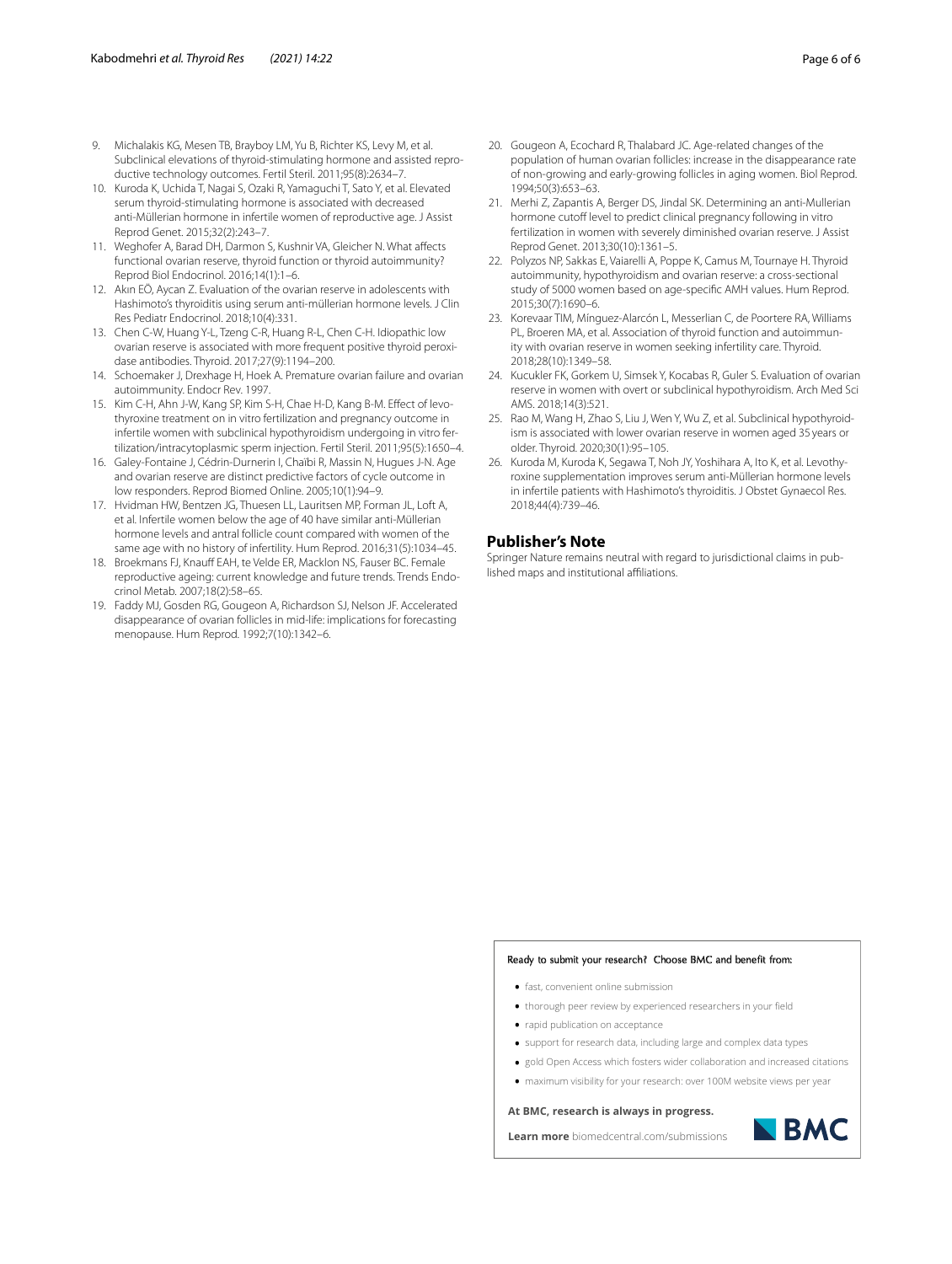9. Michalakis KG, Mesen TB, Brayboy LM, Yu B, Richter KS, Levy M, et al. Subclinical elevations of thyroid-stimulating hormone and assisted reproductive technology outcomes. Fertil Steril. 2011;95(8):2634–7.
10. Kuroda K, Uchida T, Nagai S, Ozaki R, Yamaguchi T, Sato Y, et al. Elevated serum thyroid-stimulating hormone is associated with decreased anti-Müllerian hormone in infertile women of reproductive age. J Assist Reprod Genet. 2015;32(2):243–7.
11. Weghofer A, Barad DH, Darmon S, Kushnir VA, Gleicher N. What affects functional ovarian reserve, thyroid function or thyroid autoimmunity? Reprod Biol Endocrinol. 2016;14(1):1–6.
12. Akın EÖ, Aycan Z. Evaluation of the ovarian reserve in adolescents with Hashimoto's thyroiditis using serum anti-müllerian hormone levels. J Clin Res Pediatr Endocrinol. 2018;10(4):331.
13. Chen C-W, Huang Y-L, Tzeng C-R, Huang R-L, Chen C-H. Idiopathic low ovarian reserve is associated with more frequent positive thyroid peroxidase antibodies. Thyroid. 2017;27(9):1194–200.
14. Schoemaker J, Drexhage H, Hoek A. Premature ovarian failure and ovarian autoimmunity. Endocr Rev. 1997.
15. Kim C-H, Ahn J-W, Kang SP, Kim S-H, Chae H-D, Kang B-M. Effect of levothyroxine treatment on in vitro fertilization and pregnancy outcome in infertile women with subclinical hypothyroidism undergoing in vitro fertilization/intracytoplasmic sperm injection. Fertil Steril. 2011;95(5):1650–4.
16. Galey-Fontaine J, Cédrin-Durnerin I, Chaïbi R, Massin N, Hugues J-N. Age and ovarian reserve are distinct predictive factors of cycle outcome in low responders. Reprod Biomed Online. 2005;10(1):94–9.
17. Hvidman HW, Bentzen JG, Thuesen LL, Lauritsen MP, Forman JL, Loft A, et al. Infertile women below the age of 40 have similar anti-Müllerian hormone levels and antral follicle count compared with women of the same age with no history of infertility. Hum Reprod. 2016;31(5):1034–45.
18. Broekmans FJ, Knauff EAH, te Velde ER, Macklon NS, Fauser BC. Female reproductive ageing: current knowledge and future trends. Trends Endocrinol Metab. 2007;18(2):58–65.
19. Faddy MJ, Gosden RG, Gougeon A, Richardson SJ, Nelson JF. Accelerated disappearance of ovarian follicles in mid-life: implications for forecasting menopause. Hum Reprod. 1992;7(10):1342–6.
20. Gougeon A, Ecochard R, Thalabard JC. Age-related changes of the population of human ovarian follicles: increase in the disappearance rate of non-growing and early-growing follicles in aging women. Biol Reprod. 1994;50(3):653–63.
21. Merhi Z, Zapantis A, Berger DS, Jindal SK. Determining an anti-Mullerian hormone cutoff level to predict clinical pregnancy following in vitro fertilization in women with severely diminished ovarian reserve. J Assist Reprod Genet. 2013;30(10):1361–5.
22. Polyzos NP, Sakkas E, Vaiarelli A, Poppe K, Camus M, Tournaye H. Thyroid autoimmunity, hypothyroidism and ovarian reserve: a cross-sectional study of 5000 women based on age-specific AMH values. Hum Reprod. 2015;30(7):1690–6.
23. Korevaar TIM, Mínguez-Alarcón L, Messerlian C, de Poortere RA, Williams PL, Broeren MA, et al. Association of thyroid function and autoimmunity with ovarian reserve in women seeking infertility care. Thyroid. 2018;28(10):1349–58.
24. Kucukler FK, Gorkem U, Simsek Y, Kocabas R, Guler S. Evaluation of ovarian reserve in women with overt or subclinical hypothyroidism. Arch Med Sci AMS. 2018;14(3):521.
25. Rao M, Wang H, Zhao S, Liu J, Wen Y, Wu Z, et al. Subclinical hypothyroidism is associated with lower ovarian reserve in women aged 35 years or older. Thyroid. 2020;30(1):95–105.
26. Kuroda M, Kuroda K, Segawa T, Noh JY, Yoshihara A, Ito K, et al. Levothyroxine supplementation improves serum anti-Müllerian hormone levels in infertile patients with Hashimoto's thyroiditis. J Obstet Gynaecol Res. 2018;44(4):739–46.

## Publisher's Note

Springer Nature remains neutral with regard to jurisdictional claims in published maps and institutional affiliations.

Ready to submit your research? Choose BMC and benefit from:

- fast, convenient online submission
- thorough peer review by experienced researchers in your field
- rapid publication on acceptance
- support for research data, including large and complex data types
- gold Open Access which fosters wider collaboration and increased citations
- maximum visibility for your research: over 100M website views per year

**At BMC, research is always in progress.**

**Learn more** biomedcentral.com/submissions